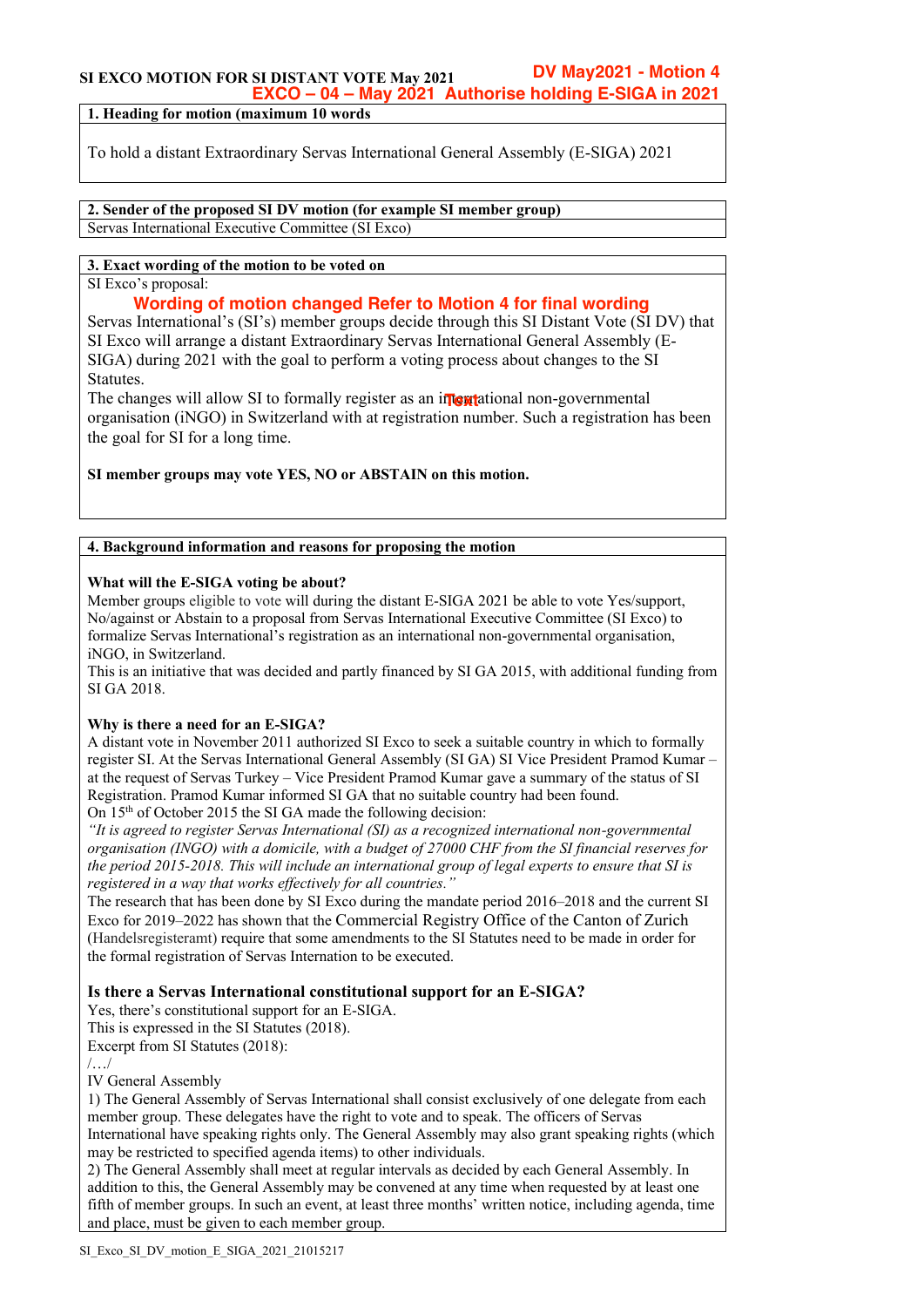**SI EXCO MOTION FOR SI DISTANT VOTE May 2021**

**DV May2021 - Motion 4**
**EXCO – 04 – May 2021 Authorise holding E-SIGA in 2021**

**1. Heading for motion (maximum 10 words**

To hold a distant Extraordinary Servas International General Assembly (E-SIGA) 2021

**2. Sender of the proposed SI DV motion (for example SI member group)**

Servas International Executive Committee (SI Exco)

**3. Exact wording of the motion to be voted on**

SI Exco's proposal:

**Wording of motion changed Refer to Motion 4 for final wording**

Servas International's (SI's) member groups decide through this SI Distant Vote (SI DV) that SI Exco will arrange a distant Extraordinary Servas International General Assembly (E-SIGA) during 2021 with the goal to perform a voting process about changes to the SI Statutes.

The changes will allow SI to formally register as an international non-governmental organisation (iNGO) in Switzerland with at registration number. Such a registration has been the goal for SI for a long time.

**SI member groups may vote YES, NO or ABSTAIN on this motion.**

**4. Background information and reasons for proposing the motion**

**What will the E-SIGA voting be about?**

Member groups eligible to vote will during the distant E-SIGA 2021 be able to vote Yes/support, No/against or Abstain to a proposal from Servas International Executive Committee (SI Exco) to formalize Servas International's registration as an international non-governmental organisation, iNGO, in Switzerland.

This is an initiative that was decided and partly financed by SI GA 2015, with additional funding from SI GA 2018.

**Why is there a need for an E-SIGA?**

A distant vote in November 2011 authorized SI Exco to seek a suitable country in which to formally register SI. At the Servas International General Assembly (SI GA) SI Vice President Pramod Kumar – at the request of Servas Turkey – Vice President Pramod Kumar gave a summary of the status of SI Registration. Pramod Kumar informed SI GA that no suitable country had been found.

On 15th of October 2015 the SI GA made the following decision:

*"It is agreed to register Servas International (SI) as a recognized international non-governmental organisation (INGO) with a domicile, with a budget of 27000 CHF from the SI financial reserves for the period 2015-2018. This will include an international group of legal experts to ensure that SI is registered in a way that works effectively for all countries."*

The research that has been done by SI Exco during the mandate period 2016–2018 and the current SI Exco for 2019–2022 has shown that the Commercial Registry Office of the Canton of Zurich (Handelsregisteramt) require that some amendments to the SI Statutes need to be made in order for the formal registration of Servas Internation to be executed.

**Is there a Servas International constitutional support for an E-SIGA?**

Yes, there's constitutional support for an E-SIGA.

This is expressed in the SI Statutes (2018).

Excerpt from SI Statutes (2018):

/…/

IV General Assembly

1) The General Assembly of Servas International shall consist exclusively of one delegate from each member group. These delegates have the right to vote and to speak. The officers of Servas International have speaking rights only. The General Assembly may also grant speaking rights (which may be restricted to specified agenda items) to other individuals.

2) The General Assembly shall meet at regular intervals as decided by each General Assembly. In addition to this, the General Assembly may be convened at any time when requested by at least one fifth of member groups. In such an event, at least three months' written notice, including agenda, time and place, must be given to each member group.

SI_Exco_SI_DV_motion_E_SIGA_2021_21015217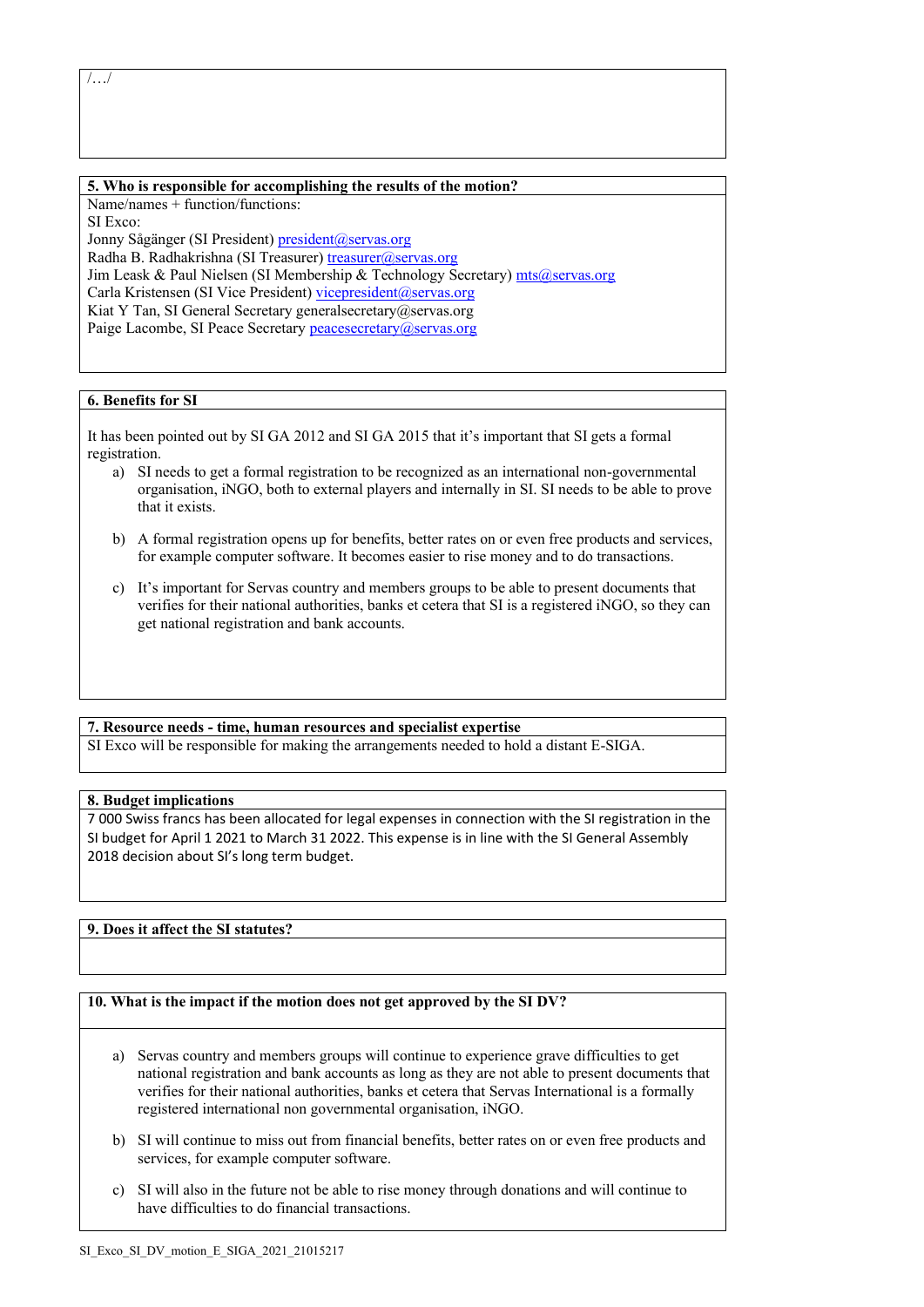/…/

**5. Who is responsible for accomplishing the results of the motion?**

Name/names + function/functions:
SI Exco:
Jonny Sågänger (SI President) president@servas.org
Radha B. Radhakrishna (SI Treasurer) treasurer@servas.org
Jim Leask & Paul Nielsen (SI Membership & Technology Secretary) mts@servas.org
Carla Kristensen (SI Vice President) vicepresident@servas.org
Kiat Y Tan, SI General Secretary generalsecretary@servas.org
Paige Lacombe, SI Peace Secretary peacesecretary@servas.org

**6. Benefits for SI**

It has been pointed out by SI GA 2012 and SI GA 2015 that it's important that SI gets a formal registration.

a) SI needs to get a formal registration to be recognized as an international non-governmental organisation, iNGO, both to external players and internally in SI. SI needs to be able to prove that it exists.

b) A formal registration opens up for benefits, better rates on or even free products and services, for example computer software. It becomes easier to rise money and to do transactions.

c) It's important for Servas country and members groups to be able to present documents that verifies for their national authorities, banks et cetera that SI is a registered iNGO, so they can get national registration and bank accounts.

**7. Resource needs - time, human resources and specialist expertise**

SI Exco will be responsible for making the arrangements needed to hold a distant E-SIGA.

**8. Budget implications**

7 000 Swiss francs has been allocated for legal expenses in connection with the SI registration in the SI budget for April 1 2021 to March 31 2022. This expense is in line with the SI General Assembly 2018 decision about SI's long term budget.

**9. Does it affect the SI statutes?**

**10. What is the impact if the motion does not get approved by the SI DV?**

a) Servas country and members groups will continue to experience grave difficulties to get national registration and bank accounts as long as they are not able to present documents that verifies for their national authorities, banks et cetera that Servas International is a formally registered international non governmental organisation, iNGO.

b) SI will continue to miss out from financial benefits, better rates on or even free products and services, for example computer software.

c) SI will also in the future not be able to rise money through donations and will continue to have difficulties to do financial transactions.

SI_Exco_SI_DV_motion_E_SIGA_2021_21015217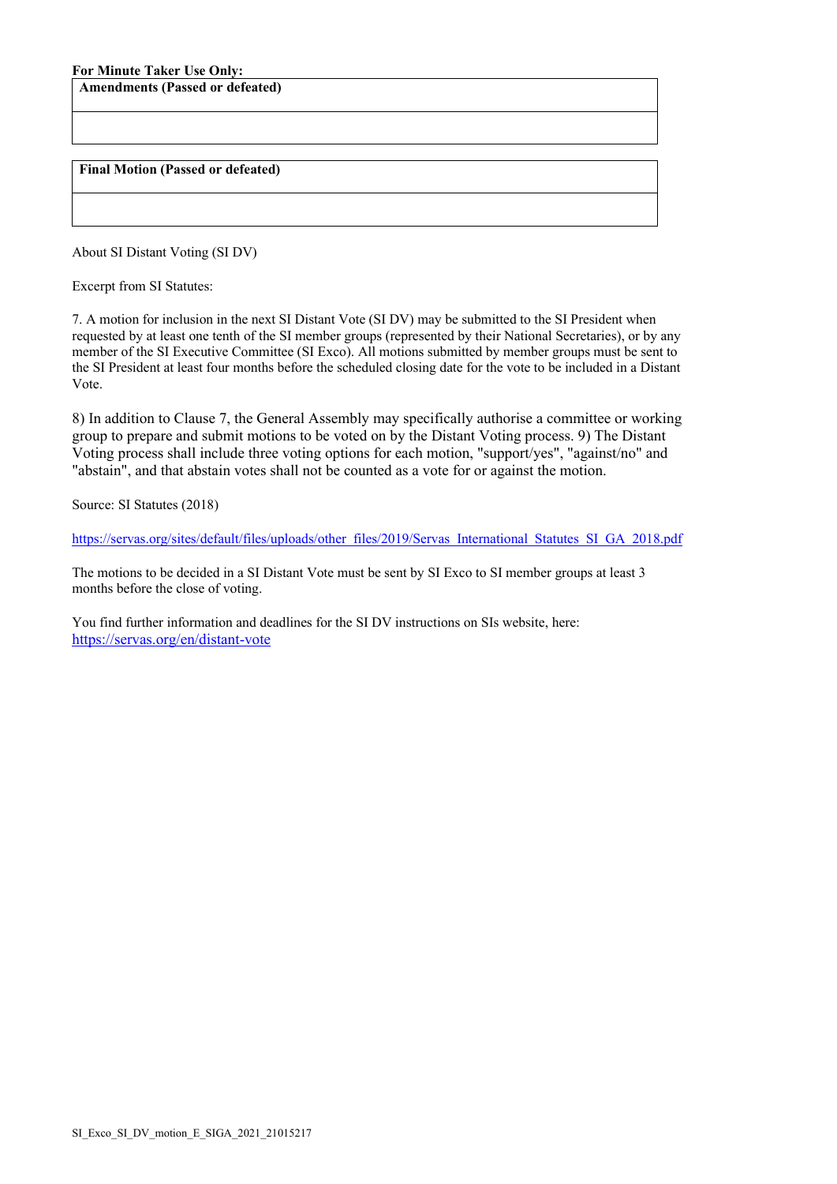**For Minute Taker Use Only:**

| **Amendments (Passed or defeated)** |
| --- |
| |

| **Final Motion (Passed or defeated)** |
| --- |
| |

About SI Distant Voting (SI DV)

Excerpt from SI Statutes:

7. A motion for inclusion in the next SI Distant Vote (SI DV) may be submitted to the SI President when requested by at least one tenth of the SI member groups (represented by their National Secretaries), or by any member of the SI Executive Committee (SI Exco). All motions submitted by member groups must be sent to the SI President at least four months before the scheduled closing date for the vote to be included in a Distant Vote.

8) In addition to Clause 7, the General Assembly may specifically authorise a committee or working group to prepare and submit motions to be voted on by the Distant Voting process. 9) The Distant Voting process shall include three voting options for each motion, "support/yes", "against/no" and "abstain", and that abstain votes shall not be counted as a vote for or against the motion.

Source: SI Statutes (2018)

https://servas.org/sites/default/files/uploads/other_files/2019/Servas_International_Statutes_SI_GA_2018.pdf

The motions to be decided in a SI Distant Vote must be sent by SI Exco to SI member groups at least 3 months before the close of voting.

You find further information and deadlines for the SI DV instructions on SIs website, here: https://servas.org/en/distant-vote

SI_Exco_SI_DV_motion_E_SIGA_2021_21015217